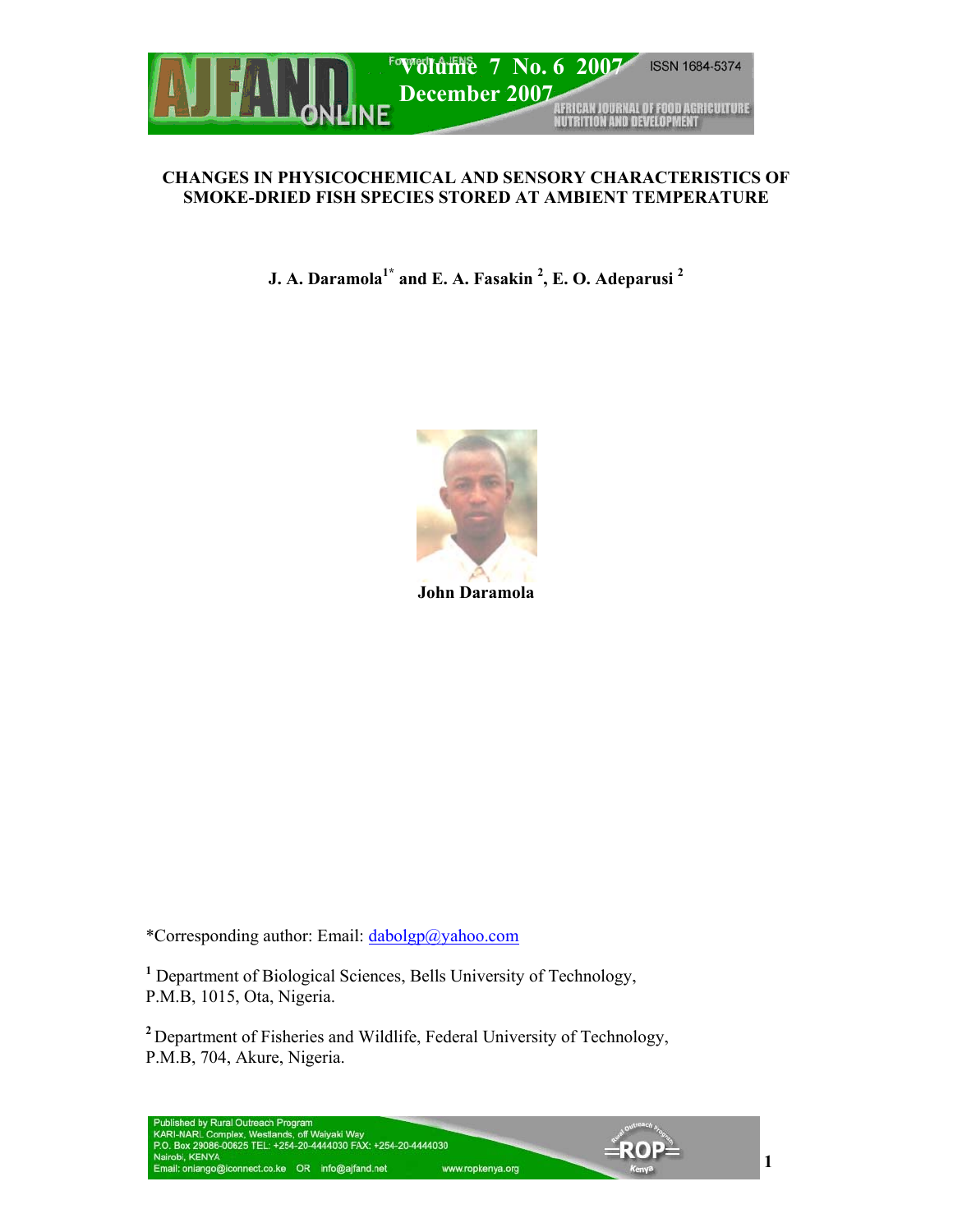# CHANGES IN PHYSICOCHEMICAL AND SENSORY CHARACTERISTICS OF SMOKE-DRIED FISH SPECIES STORED AT AMBIENT TEMPERATURE

**J. A. Daramola[1*] and E. A. Fasakin [2], E. O. Adeparusi [2]**

**John Daramola**

*Corresponding author: Email: dabolgp@yahoo.com

[1] Department of Biological Sciences, Bells University of Technology, P.M.B, 1015, Ota, Nigeria.

[2] Department of Fisheries and Wildlife, Federal University of Technology, P.M.B, 704, Akure, Nigeria.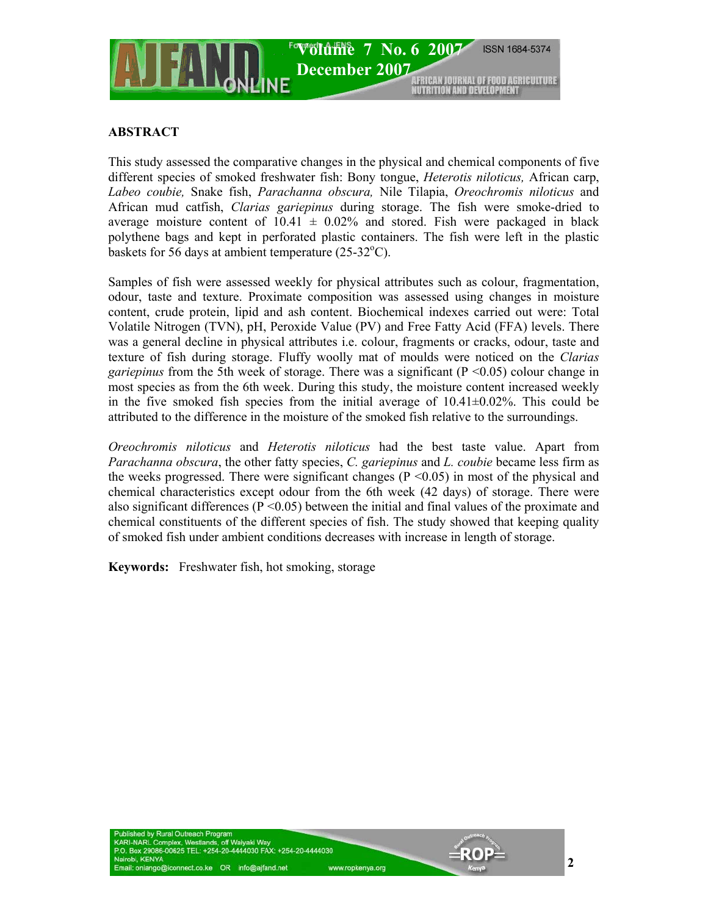## ABSTRACT

This study assessed the comparative changes in the physical and chemical components of five different species of smoked freshwater fish: Bony tongue, *Heterotis niloticus,* African carp, *Labeo coubie,* Snake fish, *Parachanna obscura,* Nile Tilapia, *Oreochromis niloticus* and African mud catfish, *Clarias gariepinus* during storage. The fish were smoke-dried to average moisture content of 10.41 ± 0.02% and stored. Fish were packaged in black polythene bags and kept in perforated plastic containers. The fish were left in the plastic baskets for 56 days at ambient temperature (25-32°C).

Samples of fish were assessed weekly for physical attributes such as colour, fragmentation, odour, taste and texture. Proximate composition was assessed using changes in moisture content, crude protein, lipid and ash content. Biochemical indexes carried out were: Total Volatile Nitrogen (TVN), pH, Peroxide Value (PV) and Free Fatty Acid (FFA) levels. There was a general decline in physical attributes i.e. colour, fragments or cracks, odour, taste and texture of fish during storage. Fluffy woolly mat of moulds were noticed on the *Clarias gariepinus* from the 5th week of storage. There was a significant ($P < 0.05$) colour change in most species as from the 6th week. During this study, the moisture content increased weekly in the five smoked fish species from the initial average of 10.41±0.02%. This could be attributed to the difference in the moisture of the smoked fish relative to the surroundings.

*Oreochromis niloticus* and *Heterotis niloticus* had the best taste value. Apart from *Parachanna obscura*, the other fatty species, *C. gariepinus* and *L. coubie* became less firm as the weeks progressed. There were significant changes ($P < 0.05$) in most of the physical and chemical characteristics except odour from the 6th week (42 days) of storage. There were also significant differences ($P < 0.05$) between the initial and final values of the proximate and chemical constituents of the different species of fish. The study showed that keeping quality of smoked fish under ambient conditions decreases with increase in length of storage.

**Keywords:** Freshwater fish, hot smoking, storage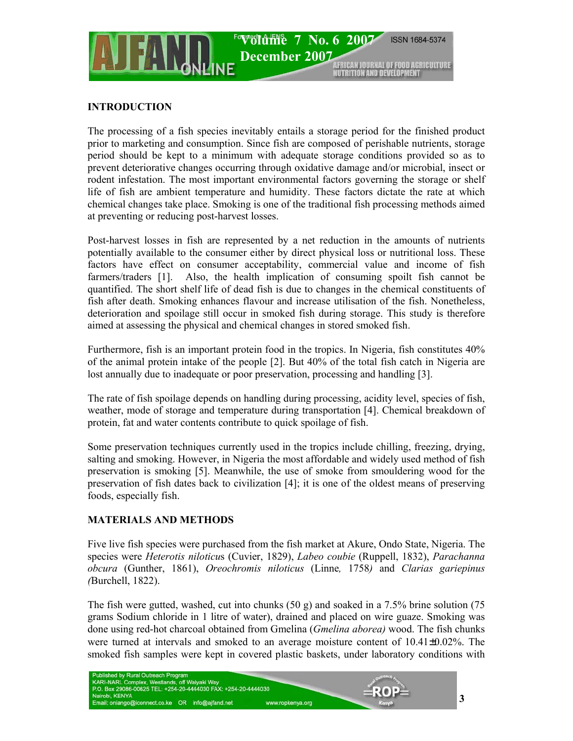## INTRODUCTION

The processing of a fish species inevitably entails a storage period for the finished product prior to marketing and consumption. Since fish are composed of perishable nutrients, storage period should be kept to a minimum with adequate storage conditions provided so as to prevent deteriorative changes occurring through oxidative damage and/or microbial, insect or rodent infestation. The most important environmental factors governing the storage or shelf life of fish are ambient temperature and humidity. These factors dictate the rate at which chemical changes take place. Smoking is one of the traditional fish processing methods aimed at preventing or reducing post-harvest losses.

Post-harvest losses in fish are represented by a net reduction in the amounts of nutrients potentially available to the consumer either by direct physical loss or nutritional loss. These factors have effect on consumer acceptability, commercial value and income of fish farmers/traders [1]. Also, the health implication of consuming spoilt fish cannot be quantified. The short shelf life of dead fish is due to changes in the chemical constituents of fish after death. Smoking enhances flavour and increase utilisation of the fish. Nonetheless, deterioration and spoilage still occur in smoked fish during storage. This study is therefore aimed at assessing the physical and chemical changes in stored smoked fish.

Furthermore, fish is an important protein food in the tropics. In Nigeria, fish constitutes 40% of the animal protein intake of the people [2]. But 40% of the total fish catch in Nigeria are lost annually due to inadequate or poor preservation, processing and handling [3].

The rate of fish spoilage depends on handling during processing, acidity level, species of fish, weather, mode of storage and temperature during transportation [4]. Chemical breakdown of protein, fat and water contents contribute to quick spoilage of fish.

Some preservation techniques currently used in the tropics include chilling, freezing, drying, salting and smoking. However, in Nigeria the most affordable and widely used method of fish preservation is smoking [5]. Meanwhile, the use of smoke from smouldering wood for the preservation of fish dates back to civilization [4]; it is one of the oldest means of preserving foods, especially fish.

## MATERIALS AND METHODS

Five live fish species were purchased from the fish market at Akure, Ondo State, Nigeria. The species were *Heterotis niloticus* (Cuvier, 1829), *Labeo coubie* (Ruppell, 1832), *Parachanna obcura* (Gunther, 1861), *Oreochromis niloticus* (Linne*,* 1758*)* and *Clarias gariepinus (*Burchell, 1822).

The fish were gutted, washed, cut into chunks (50 g) and soaked in a 7.5% brine solution (75 grams Sodium chloride in 1 litre of water), drained and placed on wire guaze. Smoking was done using red-hot charcoal obtained from Gmelina (*Gmelina aborea)* wood. The fish chunks were turned at intervals and smoked to an average moisture content of 10.41±0.02%. The smoked fish samples were kept in covered plastic baskets, under laboratory conditions with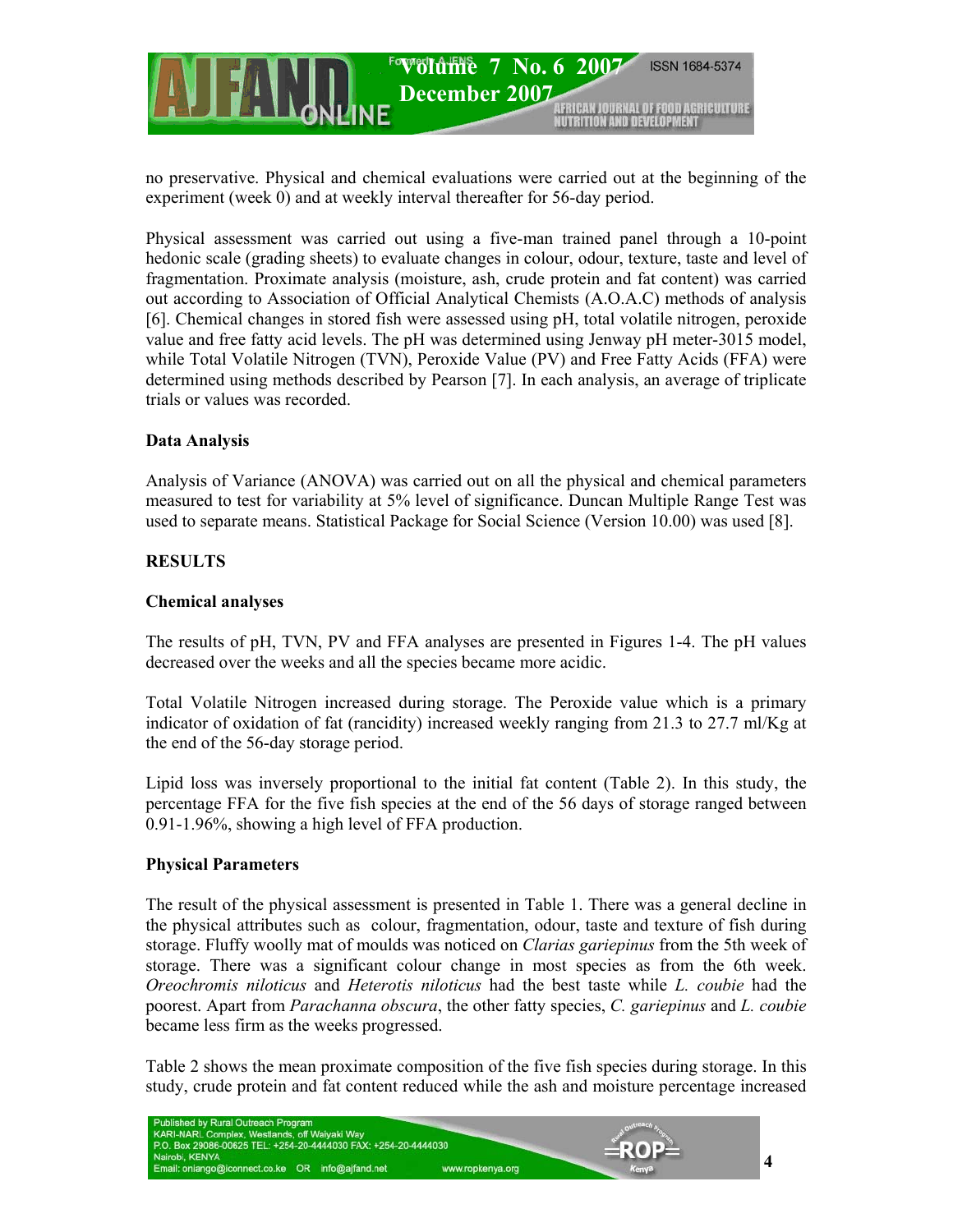no preservative. Physical and chemical evaluations were carried out at the beginning of the experiment (week 0) and at weekly interval thereafter for 56-day period.

Physical assessment was carried out using a five-man trained panel through a 10-point hedonic scale (grading sheets) to evaluate changes in colour, odour, texture, taste and level of fragmentation. Proximate analysis (moisture, ash, crude protein and fat content) was carried out according to Association of Official Analytical Chemists (A.O.A.C) methods of analysis [6]. Chemical changes in stored fish were assessed using pH, total volatile nitrogen, peroxide value and free fatty acid levels. The pH was determined using Jenway pH meter-3015 model, while Total Volatile Nitrogen (TVN), Peroxide Value (PV) and Free Fatty Acids (FFA) were determined using methods described by Pearson [7]. In each analysis, an average of triplicate trials or values was recorded.

## Data Analysis

Analysis of Variance (ANOVA) was carried out on all the physical and chemical parameters measured to test for variability at 5% level of significance. Duncan Multiple Range Test was used to separate means. Statistical Package for Social Science (Version 10.00) was used [8].

## RESULTS

### Chemical analyses

The results of pH, TVN, PV and FFA analyses are presented in Figures 1-4. The pH values decreased over the weeks and all the species became more acidic.

Total Volatile Nitrogen increased during storage. The Peroxide value which is a primary indicator of oxidation of fat (rancidity) increased weekly ranging from 21.3 to 27.7 ml/Kg at the end of the 56-day storage period.

Lipid loss was inversely proportional to the initial fat content (Table 2). In this study, the percentage FFA for the five fish species at the end of the 56 days of storage ranged between 0.91-1.96%, showing a high level of FFA production.

### Physical Parameters

The result of the physical assessment is presented in Table 1. There was a general decline in the physical attributes such as colour, fragmentation, odour, taste and texture of fish during storage. Fluffy woolly mat of moulds was noticed on *Clarias gariepinus* from the 5th week of storage. There was a significant colour change in most species as from the 6th week. *Oreochromis niloticus* and *Heterotis niloticus* had the best taste while *L. coubie* had the poorest. Apart from *Parachanna obscura*, the other fatty species, *C. gariepinus* and *L. coubie* became less firm as the weeks progressed.

Table 2 shows the mean proximate composition of the five fish species during storage. In this study, crude protein and fat content reduced while the ash and moisture percentage increased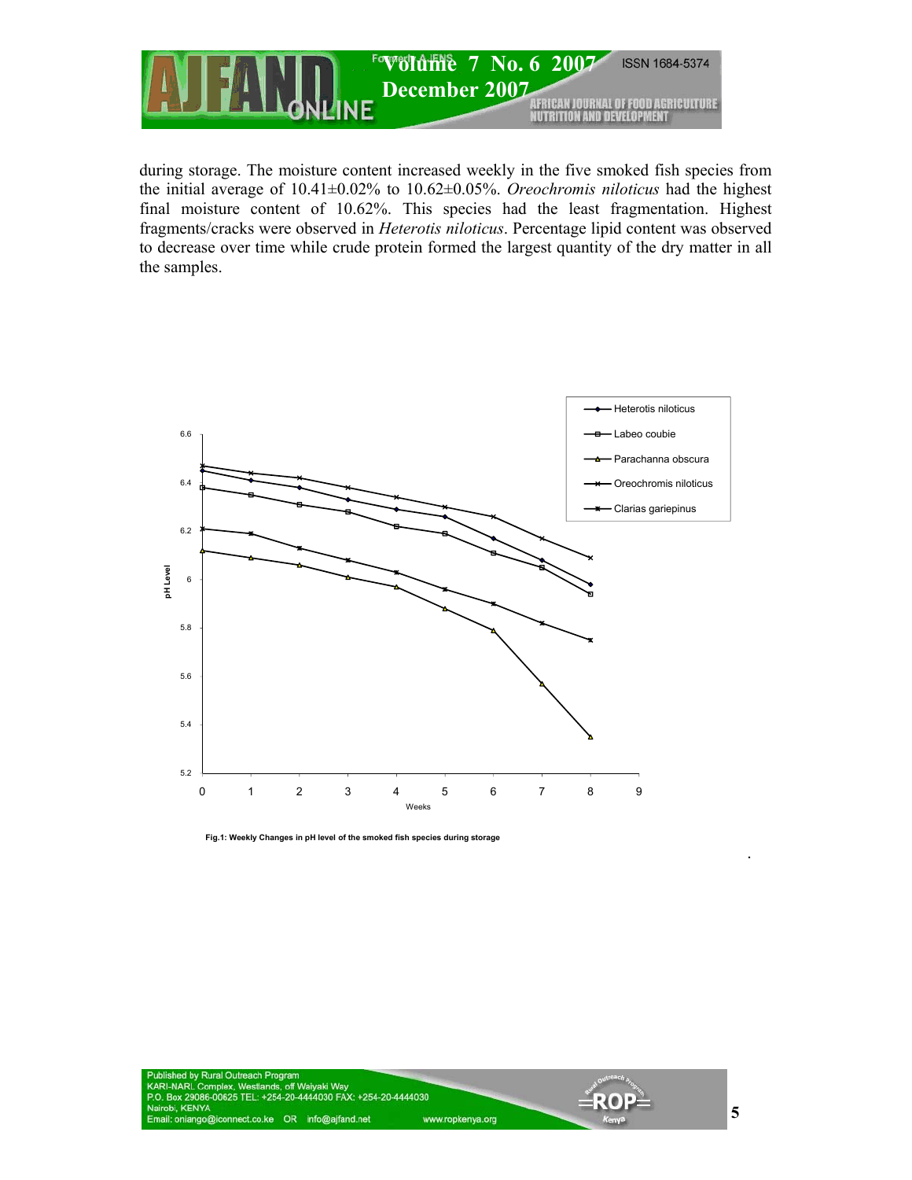during storage. The moisture content increased weekly in the five smoked fish species from the initial average of 10.41±0.02% to 10.62±0.05%. *Oreochromis niloticus* had the highest final moisture content of 10.62%. This species had the least fragmentation. Highest fragments/cracks were observed in *Heterotis niloticus*. Percentage lipid content was observed to decrease over time while crude protein formed the largest quantity of the dry matter in all the samples.

**Fig.1: Weekly Changes in pH level of the smoked fish species during storage**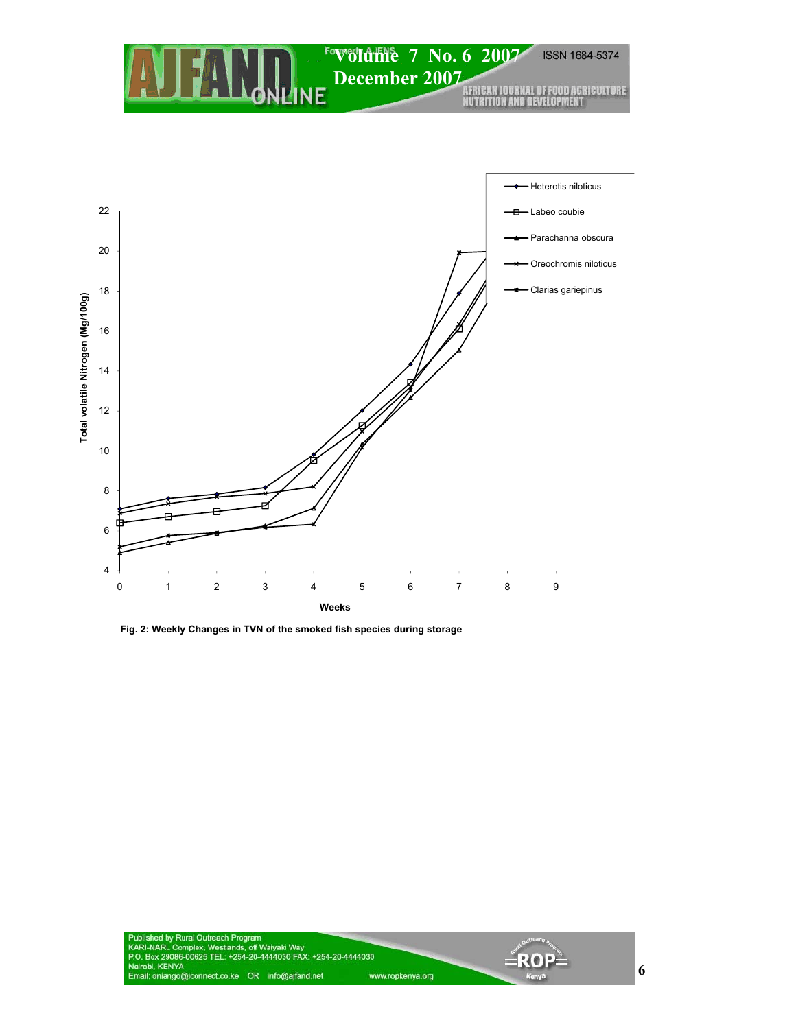Fig. 2: Weekly Changes in TVN of the smoked fish species during storage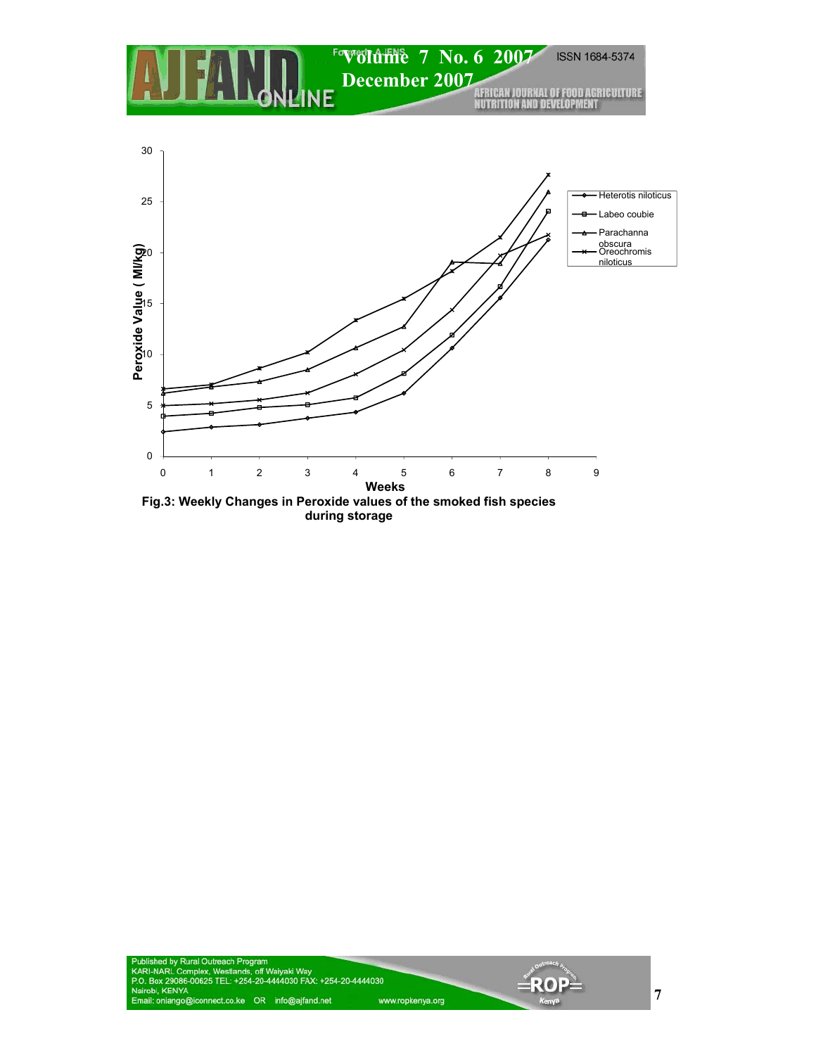**Fig.3: Weekly Changes in Peroxide values of the smoked fish species during storage**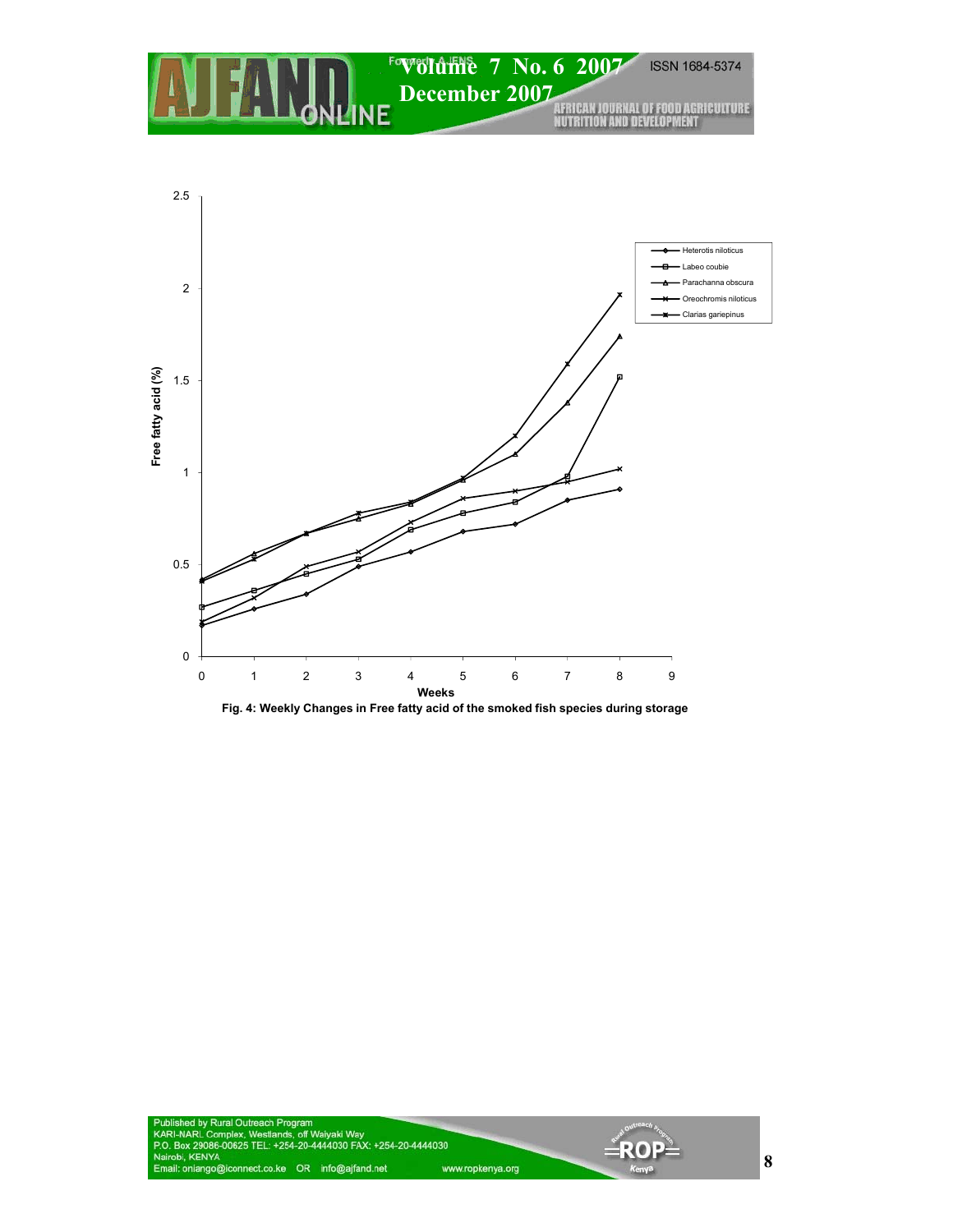Fig. 4: Weekly Changes in Free fatty acid of the smoked fish species during storage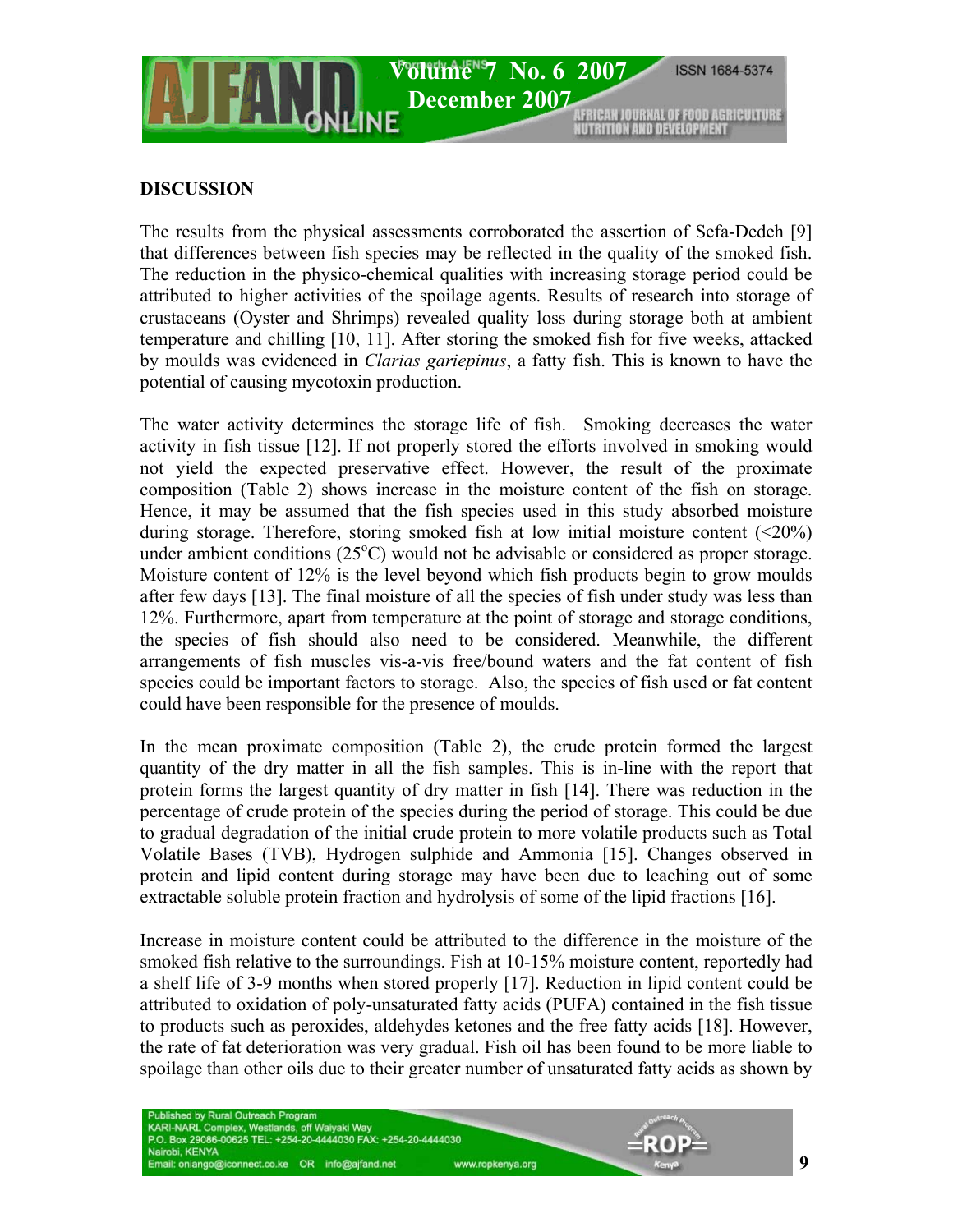## DISCUSSION

The results from the physical assessments corroborated the assertion of Sefa-Dedeh [9] that differences between fish species may be reflected in the quality of the smoked fish. The reduction in the physico-chemical qualities with increasing storage period could be attributed to higher activities of the spoilage agents. Results of research into storage of crustaceans (Oyster and Shrimps) revealed quality loss during storage both at ambient temperature and chilling [10, 11]. After storing the smoked fish for five weeks, attacked by moulds was evidenced in *Clarias gariepinus*, a fatty fish. This is known to have the potential of causing mycotoxin production.

The water activity determines the storage life of fish. Smoking decreases the water activity in fish tissue [12]. If not properly stored the efforts involved in smoking would not yield the expected preservative effect. However, the result of the proximate composition (Table 2) shows increase in the moisture content of the fish on storage. Hence, it may be assumed that the fish species used in this study absorbed moisture during storage. Therefore, storing smoked fish at low initial moisture content (<20%) under ambient conditions (25$^{o}$C) would not be advisable or considered as proper storage. Moisture content of 12% is the level beyond which fish products begin to grow moulds after few days [13]. The final moisture of all the species of fish under study was less than 12%. Furthermore, apart from temperature at the point of storage and storage conditions, the species of fish should also need to be considered. Meanwhile, the different arrangements of fish muscles vis-a-vis free/bound waters and the fat content of fish species could be important factors to storage. Also, the species of fish used or fat content could have been responsible for the presence of moulds.

In the mean proximate composition (Table 2), the crude protein formed the largest quantity of the dry matter in all the fish samples. This is in-line with the report that protein forms the largest quantity of dry matter in fish [14]. There was reduction in the percentage of crude protein of the species during the period of storage. This could be due to gradual degradation of the initial crude protein to more volatile products such as Total Volatile Bases (TVB), Hydrogen sulphide and Ammonia [15]. Changes observed in protein and lipid content during storage may have been due to leaching out of some extractable soluble protein fraction and hydrolysis of some of the lipid fractions [16].

Increase in moisture content could be attributed to the difference in the moisture of the smoked fish relative to the surroundings. Fish at 10-15% moisture content, reportedly had a shelf life of 3-9 months when stored properly [17]. Reduction in lipid content could be attributed to oxidation of poly-unsaturated fatty acids (PUFA) contained in the fish tissue to products such as peroxides, aldehydes ketones and the free fatty acids [18]. However, the rate of fat deterioration was very gradual. Fish oil has been found to be more liable to spoilage than other oils due to their greater number of unsaturated fatty acids as shown by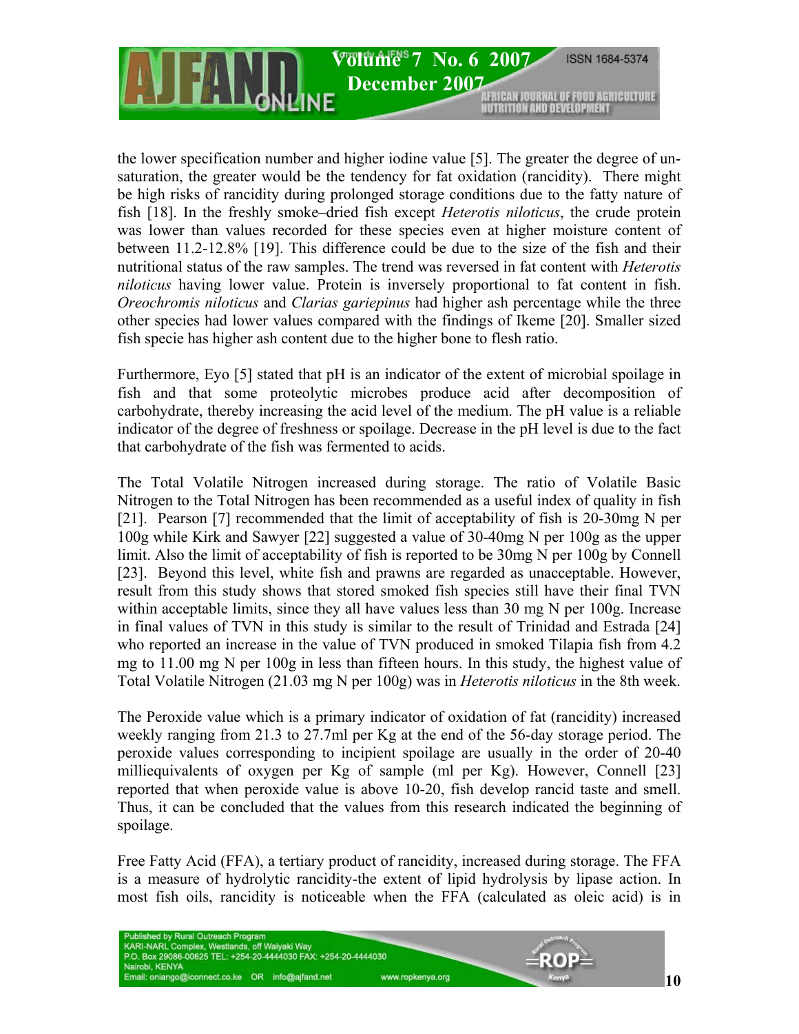the lower specification number and higher iodine value [5]. The greater the degree of un-saturation, the greater would be the tendency for fat oxidation (rancidity). There might be high risks of rancidity during prolonged storage conditions due to the fatty nature of fish [18]. In the freshly smoke–dried fish except *Heterotis niloticus*, the crude protein was lower than values recorded for these species even at higher moisture content of between 11.2-12.8% [19]. This difference could be due to the size of the fish and their nutritional status of the raw samples. The trend was reversed in fat content with *Heterotis niloticus* having lower value. Protein is inversely proportional to fat content in fish. *Oreochromis niloticus* and *Clarias gariepinus* had higher ash percentage while the three other species had lower values compared with the findings of Ikeme [20]. Smaller sized fish specie has higher ash content due to the higher bone to flesh ratio.

Furthermore, Eyo [5] stated that pH is an indicator of the extent of microbial spoilage in fish and that some proteolytic microbes produce acid after decomposition of carbohydrate, thereby increasing the acid level of the medium. The pH value is a reliable indicator of the degree of freshness or spoilage. Decrease in the pH level is due to the fact that carbohydrate of the fish was fermented to acids.

The Total Volatile Nitrogen increased during storage. The ratio of Volatile Basic Nitrogen to the Total Nitrogen has been recommended as a useful index of quality in fish [21]. Pearson [7] recommended that the limit of acceptability of fish is 20-30mg N per 100g while Kirk and Sawyer [22] suggested a value of 30-40mg N per 100g as the upper limit. Also the limit of acceptability of fish is reported to be 30mg N per 100g by Connell [23]. Beyond this level, white fish and prawns are regarded as unacceptable. However, result from this study shows that stored smoked fish species still have their final TVN within acceptable limits, since they all have values less than 30 mg N per 100g. Increase in final values of TVN in this study is similar to the result of Trinidad and Estrada [24] who reported an increase in the value of TVN produced in smoked Tilapia fish from 4.2 mg to 11.00 mg N per 100g in less than fifteen hours. In this study, the highest value of Total Volatile Nitrogen (21.03 mg N per 100g) was in *Heterotis niloticus* in the 8th week.

The Peroxide value which is a primary indicator of oxidation of fat (rancidity) increased weekly ranging from 21.3 to 27.7ml per Kg at the end of the 56-day storage period. The peroxide values corresponding to incipient spoilage are usually in the order of 20-40 milliequivalents of oxygen per Kg of sample (ml per Kg). However, Connell [23] reported that when peroxide value is above 10-20, fish develop rancid taste and smell. Thus, it can be concluded that the values from this research indicated the beginning of spoilage.

Free Fatty Acid (FFA), a tertiary product of rancidity, increased during storage. The FFA is a measure of hydrolytic rancidity-the extent of lipid hydrolysis by lipase action. In most fish oils, rancidity is noticeable when the FFA (calculated as oleic acid) is in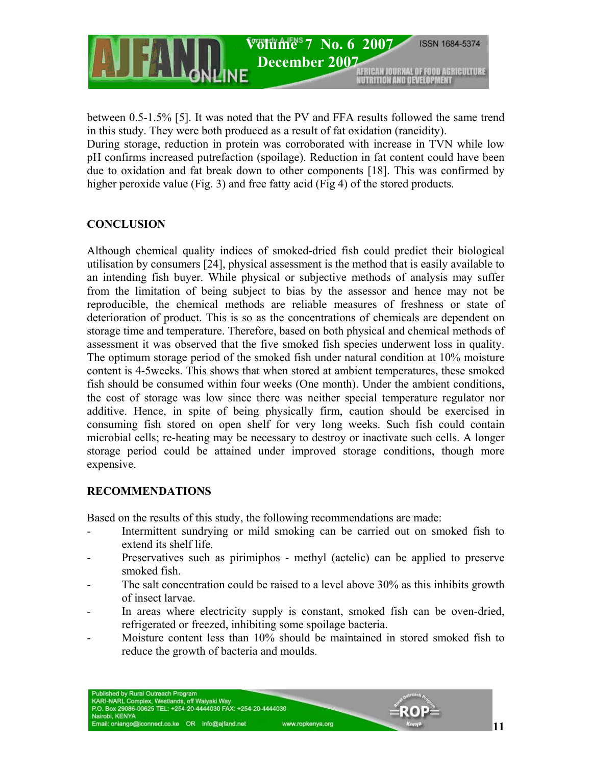between 0.5-1.5% [5]. It was noted that the PV and FFA results followed the same trend in this study. They were both produced as a result of fat oxidation (rancidity).
During storage, reduction in protein was corroborated with increase in TVN while low pH confirms increased putrefaction (spoilage). Reduction in fat content could have been due to oxidation and fat break down to other components [18]. This was confirmed by higher peroxide value (Fig. 3) and free fatty acid (Fig 4) of the stored products.

## CONCLUSION

Although chemical quality indices of smoked-dried fish could predict their biological utilisation by consumers [24], physical assessment is the method that is easily available to an intending fish buyer. While physical or subjective methods of analysis may suffer from the limitation of being subject to bias by the assessor and hence may not be reproducible, the chemical methods are reliable measures of freshness or state of deterioration of product. This is so as the concentrations of chemicals are dependent on storage time and temperature. Therefore, based on both physical and chemical methods of assessment it was observed that the five smoked fish species underwent loss in quality. The optimum storage period of the smoked fish under natural condition at 10% moisture content is 4-5weeks. This shows that when stored at ambient temperatures, these smoked fish should be consumed within four weeks (One month). Under the ambient conditions, the cost of storage was low since there was neither special temperature regulator nor additive. Hence, in spite of being physically firm, caution should be exercised in consuming fish stored on open shelf for very long weeks. Such fish could contain microbial cells; re-heating may be necessary to destroy or inactivate such cells. A longer storage period could be attained under improved storage conditions, though more expensive.

## RECOMMENDATIONS

Based on the results of this study, the following recommendations are made:

- Intermittent sundrying or mild smoking can be carried out on smoked fish to extend its shelf life.
- Preservatives such as pirimiphos - methyl (actelic) can be applied to preserve smoked fish.
- The salt concentration could be raised to a level above 30% as this inhibits growth of insect larvae.
- In areas where electricity supply is constant, smoked fish can be oven-dried, refrigerated or freezed, inhibiting some spoilage bacteria.
- Moisture content less than 10% should be maintained in stored smoked fish to reduce the growth of bacteria and moulds.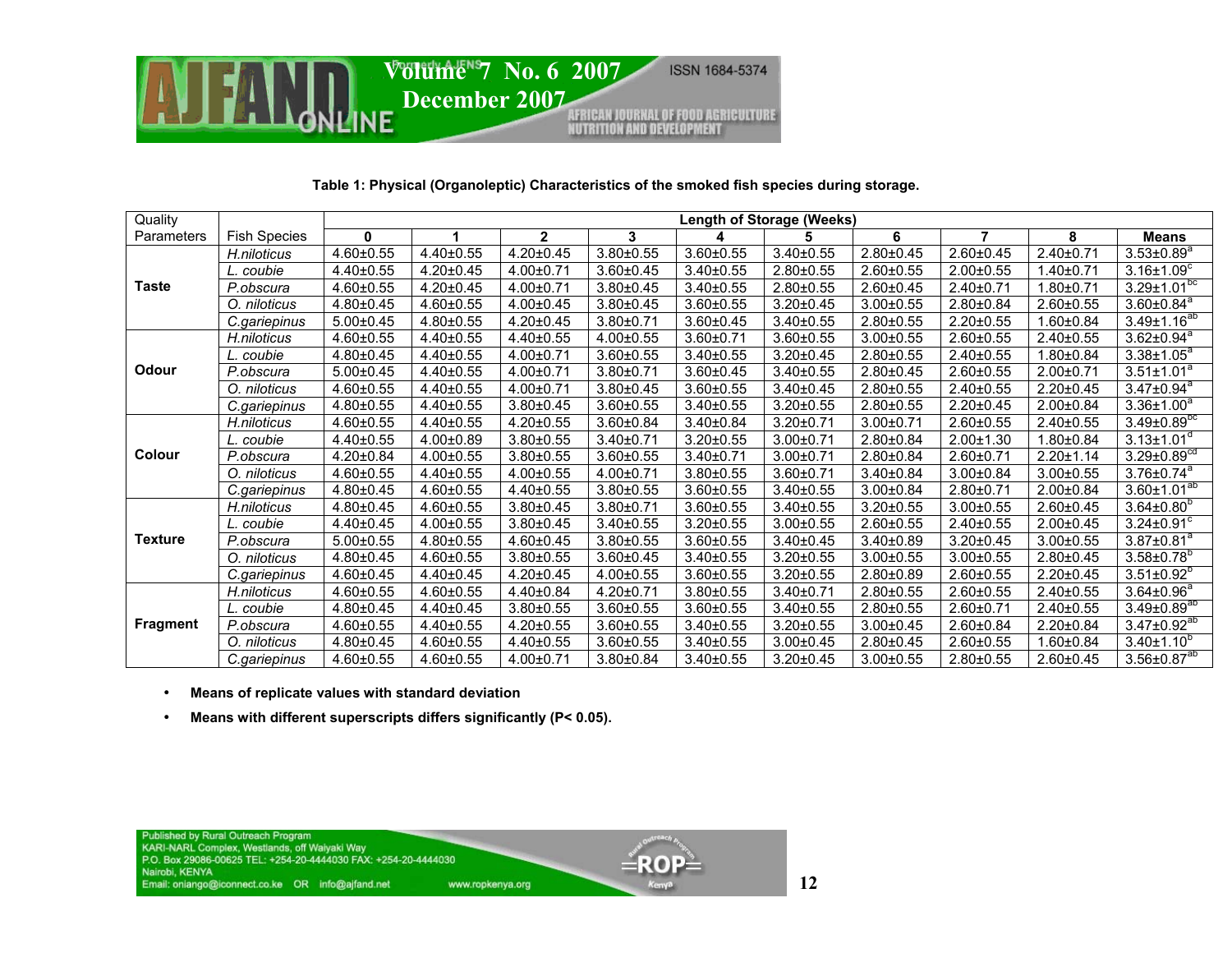**Table 1: Physical (Organoleptic) Characteristics of the smoked fish species during storage.**

| Quality Parameters | Fish Species | Length of Storage (Weeks) | | | | | | | | | |
|---|---|---|---|---|---|---|---|---|---|---|---|
| | | 0 | 1 | 2 | 3 | 4 | 5 | 6 | 7 | 8 | Means |
| **Taste** | *H.niloticus* | 4.60±0.55 | 4.40±0.55 | 4.20±0.45 | 3.80±0.55 | 3.60±0.55 | 3.40±0.55 | 2.80±0.45 | 2.60±0.45 | 2.40±0.71 | 3.53±0.89[a] |
| | *L. coubie* | 4.40±0.55 | 4.20±0.45 | 4.00±0.71 | 3.60±0.45 | 3.40±0.55 | 2.80±0.55 | 2.60±0.55 | 2.00±0.55 | 1.40±0.71 | 3.16±1.09[c] |
| | *P.obscura* | 4.60±0.55 | 4.20±0.55 | 4.00±0.71 | 3.80±0.45 | 3.40±0.55 | 2.80±0.55 | 2.60±0.45 | 2.40±0.71 | 1.80±0.71 | 3.29±1.01[bc] |
| | *O. niloticus* | 4.80±0.45 | 4.60±0.55 | 4.00±0.45 | 3.80±0.45 | 3.60±0.55 | 3.20±0.45 | 3.00±0.55 | 2.80±0.84 | 2.60±0.55 | 3.60±0.84[a] |
| | *C.gariepinus* | 5.00±0.45 | 4.80±0.55 | 4.20±0.45 | 3.80±0.71 | 3.60±0.45 | 3.40±0.55 | 2.80±0.55 | 2.20±0.55 | 1.60±0.84 | 3.49±1.16[ab] |
| **Odour** | *H.niloticus* | 4.60±0.55 | 4.40±0.55 | 4.40±0.55 | 4.00±0.55 | 3.60±0.71 | 3.60±0.55 | 3.00±0.55 | 2.60±0.55 | 2.40±0.55 | 3.62±0.94[a] |
| | *L. coubie* | 4.80±0.45 | 4.40±0.55 | 4.00±0.71 | 3.60±0.55 | 3.40±0.55 | 3.20±0.45 | 2.80±0.55 | 2.40±0.55 | 1.80±0.84 | 3.38±1.05[a] |
| | *P.obscura* | 5.00±0.45 | 4.40±0.55 | 4.00±0.71 | 3.80±0.71 | 3.60±0.45 | 3.40±0.55 | 2.80±0.45 | 2.60±0.55 | 2.00±0.71 | 3.51±1.01[a] |
| | *O. niloticus* | 4.60±0.55 | 4.40±0.55 | 4.00±0.71 | 3.80±0.45 | 3.60±0.55 | 3.40±0.45 | 2.80±0.55 | 2.40±0.55 | 2.20±0.45 | 3.47±0.94[a] |
| | *C.gariepinus* | 4.80±0.55 | 4.40±0.55 | 3.80±0.45 | 3.60±0.55 | 3.40±0.55 | 3.20±0.55 | 2.80±0.55 | 2.20±0.45 | 2.00±0.84 | 3.36±1.00[a] |
| **Colour** | *H.niloticus* | 4.60±0.55 | 4.40±0.55 | 4.20±0.55 | 3.60±0.84 | 3.40±0.84 | 3.20±0.71 | 3.00±0.71 | 2.60±0.55 | 2.40±0.55 | 3.49±0.89[bc] |
| | *L. coubie* | 4.40±0.55 | 4.00±0.89 | 3.80±0.55 | 3.40±0.71 | 3.20±0.55 | 3.00±0.71 | 2.80±0.84 | 2.00±1.30 | 1.80±0.84 | 3.13±1.01[d] |
| | *P.obscura* | 4.20±0.84 | 4.00±0.55 | 3.80±0.55 | 3.60±0.55 | 3.40±0.71 | 3.00±0.71 | 2.80±0.84 | 2.60±0.71 | 2.20±1.14 | 3.29±0.89[cd] |
| | *O. niloticus* | 4.60±0.55 | 4.40±0.55 | 4.00±0.55 | 4.00±0.71 | 3.80±0.55 | 3.60±0.71 | 3.40±0.84 | 3.00±0.84 | 3.00±0.55 | 3.76±0.74[a] |
| | *C.gariepinus* | 4.80±0.45 | 4.60±0.55 | 4.40±0.55 | 3.80±0.55 | 3.60±0.55 | 3.40±0.55 | 3.00±0.84 | 2.80±0.71 | 2.00±0.84 | 3.60±1.01[ab] |
| **Texture** | *H.niloticus* | 4.80±0.45 | 4.60±0.55 | 3.80±0.45 | 3.80±0.71 | 3.60±0.55 | 3.40±0.55 | 3.20±0.55 | 3.00±0.55 | 2.60±0.45 | 3.64±0.80[b] |
| | *L. coubie* | 4.40±0.45 | 4.00±0.55 | 3.80±0.45 | 3.40±0.55 | 3.20±0.55 | 3.00±0.55 | 2.60±0.55 | 2.40±0.55 | 2.00±0.45 | 3.24±0.91[c] |
| | *P.obscura* | 5.00±0.55 | 4.80±0.55 | 4.60±0.45 | 3.80±0.55 | 3.60±0.55 | 3.40±0.45 | 3.40±0.89 | 3.20±0.45 | 3.00±0.55 | 3.87±0.81[a] |
| | *O. niloticus* | 4.80±0.45 | 4.60±0.55 | 3.80±0.55 | 3.60±0.45 | 3.40±0.55 | 3.20±0.55 | 3.00±0.55 | 3.00±0.55 | 2.80±0.45 | 3.58±0.78[b] |
| | *C.gariepinus* | 4.60±0.45 | 4.40±0.45 | 4.20±0.45 | 4.00±0.55 | 3.60±0.55 | 3.20±0.55 | 2.80±0.89 | 2.60±0.55 | 2.20±0.45 | 3.51±0.92[b] |
| **Fragment** | *H.niloticus* | 4.60±0.55 | 4.60±0.55 | 4.40±0.84 | 4.20±0.71 | 3.80±0.55 | 3.40±0.71 | 2.80±0.55 | 2.60±0.55 | 2.40±0.55 | 3.64±0.96[a] |
| | *L. coubie* | 4.80±0.45 | 4.40±0.45 | 3.80±0.55 | 3.60±0.55 | 3.60±0.55 | 3.40±0.55 | 2.80±0.55 | 2.60±0.71 | 2.40±0.55 | 3.49±0.89[ab] |
| | *P.obscura* | 4.60±0.55 | 4.40±0.55 | 4.20±0.55 | 3.60±0.55 | 3.40±0.55 | 3.20±0.55 | 3.00±0.45 | 2.60±0.84 | 2.20±0.84 | 3.47±0.92[ab] |
| | *O. niloticus* | 4.80±0.45 | 4.60±0.55 | 4.40±0.55 | 3.60±0.55 | 3.40±0.55 | 3.00±0.45 | 2.80±0.45 | 2.60±0.55 | 1.60±0.84 | 3.40±1.10[b] |
| | *C.gariepinus* | 4.60±0.55 | 4.60±0.55 | 4.00±0.71 | 3.80±0.84 | 3.40±0.55 | 3.20±0.45 | 3.00±0.55 | 2.80±0.55 | 2.60±0.45 | 3.56±0.87[ab] |

- **Means of replicate values with standard deviation**
- **Means with different superscripts differs significantly (P< 0.05).**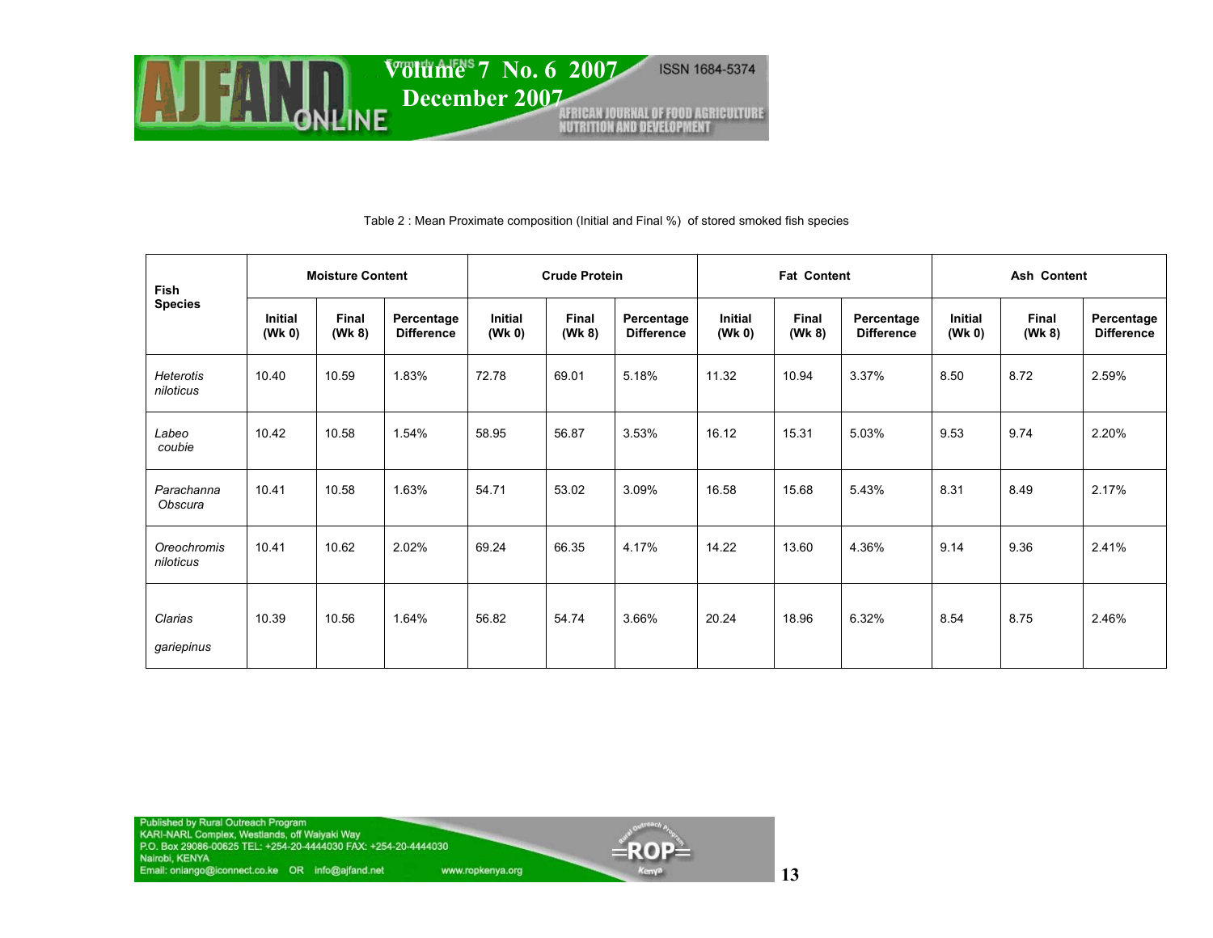Table 2 : Mean Proximate composition (Initial and Final %) of stored smoked fish species

| Fish Species | Moisture Content | | | Crude Protein | | | Fat Content | | | Ash Content | | |
|---|---|---|---|---|---|---|---|---|---|---|---|---|
| | Initial (Wk 0) | Final (Wk 8) | Percentage Difference | Initial (Wk 0) | Final (Wk 8) | Percentage Difference | Initial (Wk 0) | Final (Wk 8) | Percentage Difference | Initial (Wk 0) | Final (Wk 8) | Percentage Difference |
| *Heterotis niloticus* | 10.40 | 10.59 | 1.83% | 72.78 | 69.01 | 5.18% | 11.32 | 10.94 | 3.37% | 8.50 | 8.72 | 2.59% |
| *Labeo coubie* | 10.42 | 10.58 | 1.54% | 58.95 | 56.87 | 3.53% | 16.12 | 15.31 | 5.03% | 9.53 | 9.74 | 2.20% |
| *Parachanna Obscura* | 10.41 | 10.58 | 1.63% | 54.71 | 53.02 | 3.09% | 16.58 | 15.68 | 5.43% | 8.31 | 8.49 | 2.17% |
| *Oreochromis niloticus* | 10.41 | 10.62 | 2.02% | 69.24 | 66.35 | 4.17% | 14.22 | 13.60 | 4.36% | 9.14 | 9.36 | 2.41% |
| *Clarias gariepinus* | 10.39 | 10.56 | 1.64% | 56.82 | 54.74 | 3.66% | 20.24 | 18.96 | 6.32% | 8.54 | 8.75 | 2.46% |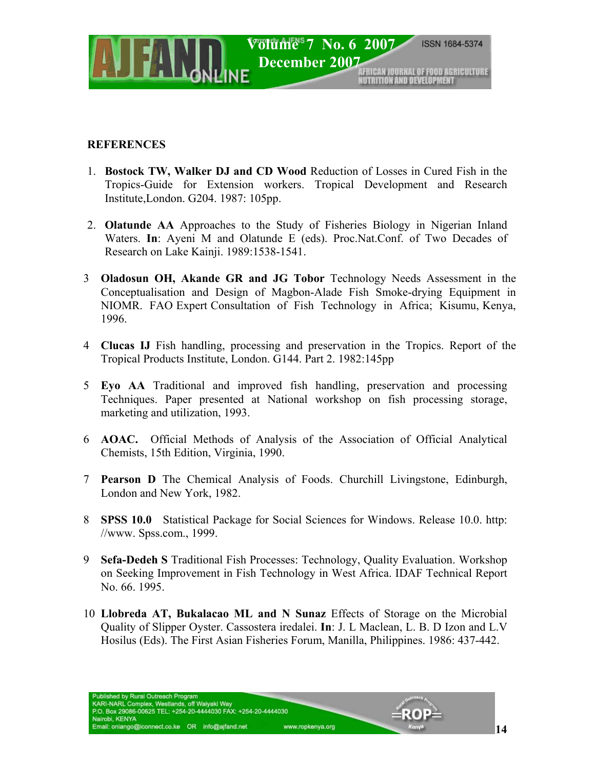## REFERENCES

1. **Bostock TW, Walker DJ and CD Wood** Reduction of Losses in Cured Fish in the Tropics-Guide for Extension workers. Tropical Development and Research Institute,London. G204. 1987: 105pp.

2. **Olatunde AA** Approaches to the Study of Fisheries Biology in Nigerian Inland Waters. **In**: Ayeni M and Olatunde E (eds). Proc.Nat.Conf. of Two Decades of Research on Lake Kainji. 1989:1538-1541.

3. **Oladosun OH, Akande GR and JG Tobor** Technology Needs Assessment in the Conceptualisation and Design of Magbon-Alade Fish Smoke-drying Equipment in NIOMR. FAO Expert Consultation of Fish Technology in Africa; Kisumu, Kenya, 1996.

4. **Clucas IJ** Fish handling, processing and preservation in the Tropics. Report of the Tropical Products Institute, London. G144. Part 2. 1982:145pp

5. **Eyo AA** Traditional and improved fish handling, preservation and processing Techniques. Paper presented at National workshop on fish processing storage, marketing and utilization, 1993.

6. **AOAC.** Official Methods of Analysis of the Association of Official Analytical Chemists, 15th Edition, Virginia, 1990.

7. **Pearson D** The Chemical Analysis of Foods. Churchill Livingstone, Edinburgh, London and New York, 1982.

8. **SPSS 10.0** Statistical Package for Social Sciences for Windows. Release 10.0. http: //www. Spss.com., 1999.

9. **Sefa-Dedeh S** Traditional Fish Processes: Technology, Quality Evaluation. Workshop on Seeking Improvement in Fish Technology in West Africa. IDAF Technical Report No. 66. 1995.

10. **Llobreda AT, Bukalacao ML and N Sunaz** Effects of Storage on the Microbial Quality of Slipper Oyster. Cassostera iredalei. **In**: J. L Maclean, L. B. D Izon and L.V Hosilus (Eds). The First Asian Fisheries Forum, Manilla, Philippines. 1986: 437-442.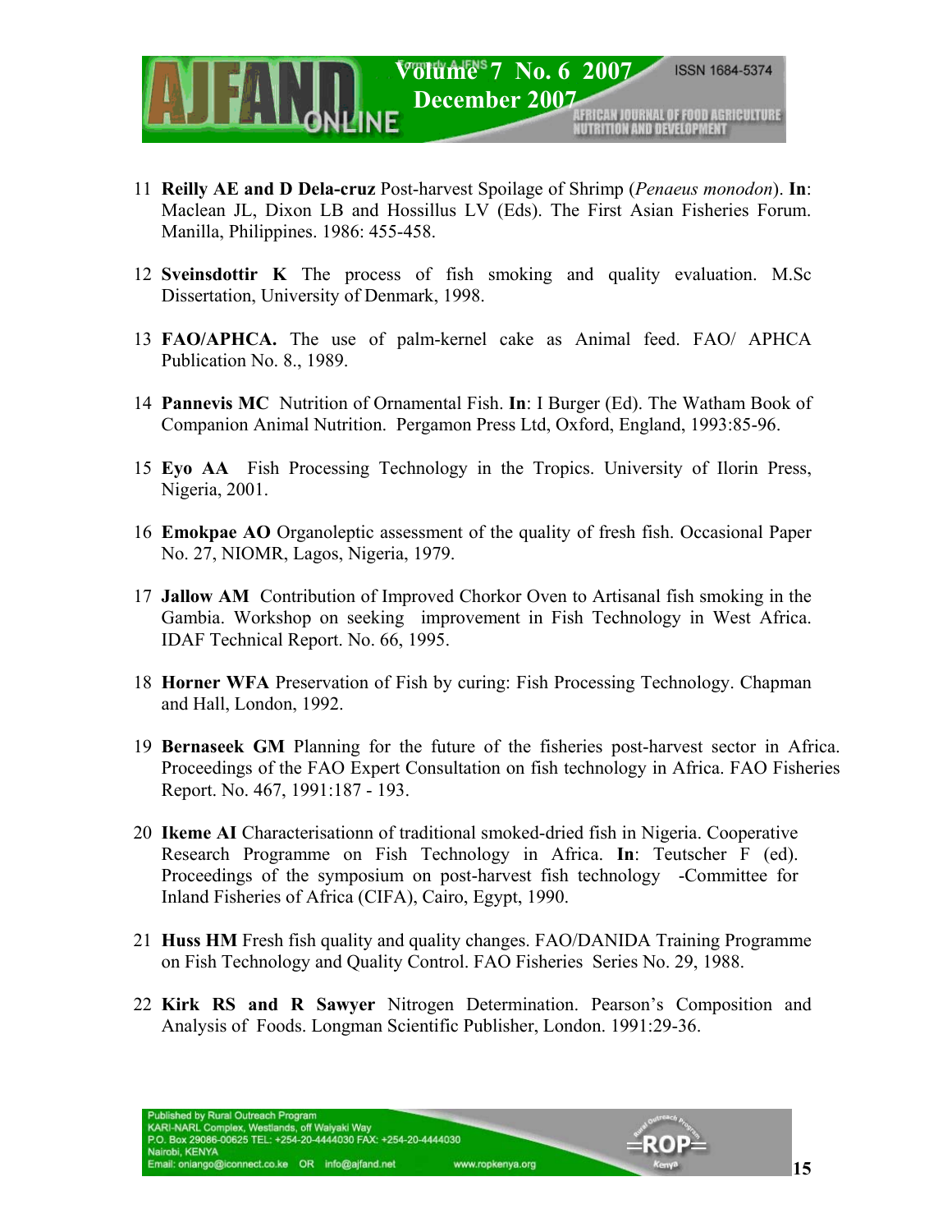11 **Reilly AE and D Dela-cruz** Post-harvest Spoilage of Shrimp (*Penaeus monodon*). **In**: Maclean JL, Dixon LB and Hossillus LV (Eds). The First Asian Fisheries Forum. Manilla, Philippines. 1986: 455-458.

12 **Sveinsdottir K** The process of fish smoking and quality evaluation. M.Sc Dissertation, University of Denmark, 1998.

13 **FAO/APHCA.** The use of palm-kernel cake as Animal feed. FAO/ APHCA Publication No. 8., 1989.

14 **Pannevis MC** Nutrition of Ornamental Fish. **In**: I Burger (Ed). The Watham Book of Companion Animal Nutrition. Pergamon Press Ltd, Oxford, England, 1993:85-96.

15 **Eyo AA** Fish Processing Technology in the Tropics. University of Ilorin Press, Nigeria, 2001.

16 **Emokpae AO** Organoleptic assessment of the quality of fresh fish. Occasional Paper No. 27, NIOMR, Lagos, Nigeria, 1979.

17 **Jallow AM** Contribution of Improved Chorkor Oven to Artisanal fish smoking in the Gambia. Workshop on seeking improvement in Fish Technology in West Africa. IDAF Technical Report. No. 66, 1995.

18 **Horner WFA** Preservation of Fish by curing: Fish Processing Technology. Chapman and Hall, London, 1992.

19 **Bernaseek GM** Planning for the future of the fisheries post-harvest sector in Africa. Proceedings of the FAO Expert Consultation on fish technology in Africa. FAO Fisheries Report. No. 467, 1991:187 - 193.

20 **Ikeme AI** Characterisationn of traditional smoked-dried fish in Nigeria. Cooperative Research Programme on Fish Technology in Africa. **In**: Teutscher F (ed). Proceedings of the symposium on post-harvest fish technology -Committee for Inland Fisheries of Africa (CIFA), Cairo, Egypt, 1990.

21 **Huss HM** Fresh fish quality and quality changes. FAO/DANIDA Training Programme on Fish Technology and Quality Control. FAO Fisheries Series No. 29, 1988.

22 **Kirk RS and R Sawyer** Nitrogen Determination. Pearson's Composition and Analysis of Foods. Longman Scientific Publisher, London. 1991:29-36.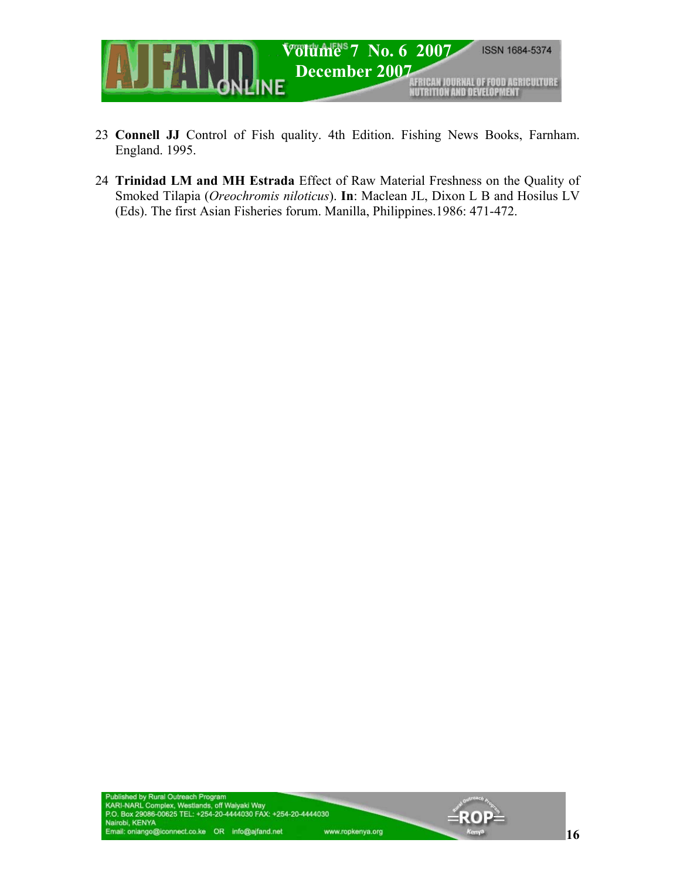23 **Connell JJ** Control of Fish quality. 4th Edition. Fishing News Books, Farnham. England. 1995.

24 **Trinidad LM and MH Estrada** Effect of Raw Material Freshness on the Quality of Smoked Tilapia (*Oreochromis niloticus*). **In**: Maclean JL, Dixon L B and Hosilus LV (Eds). The first Asian Fisheries forum. Manilla, Philippines.1986: 471-472.